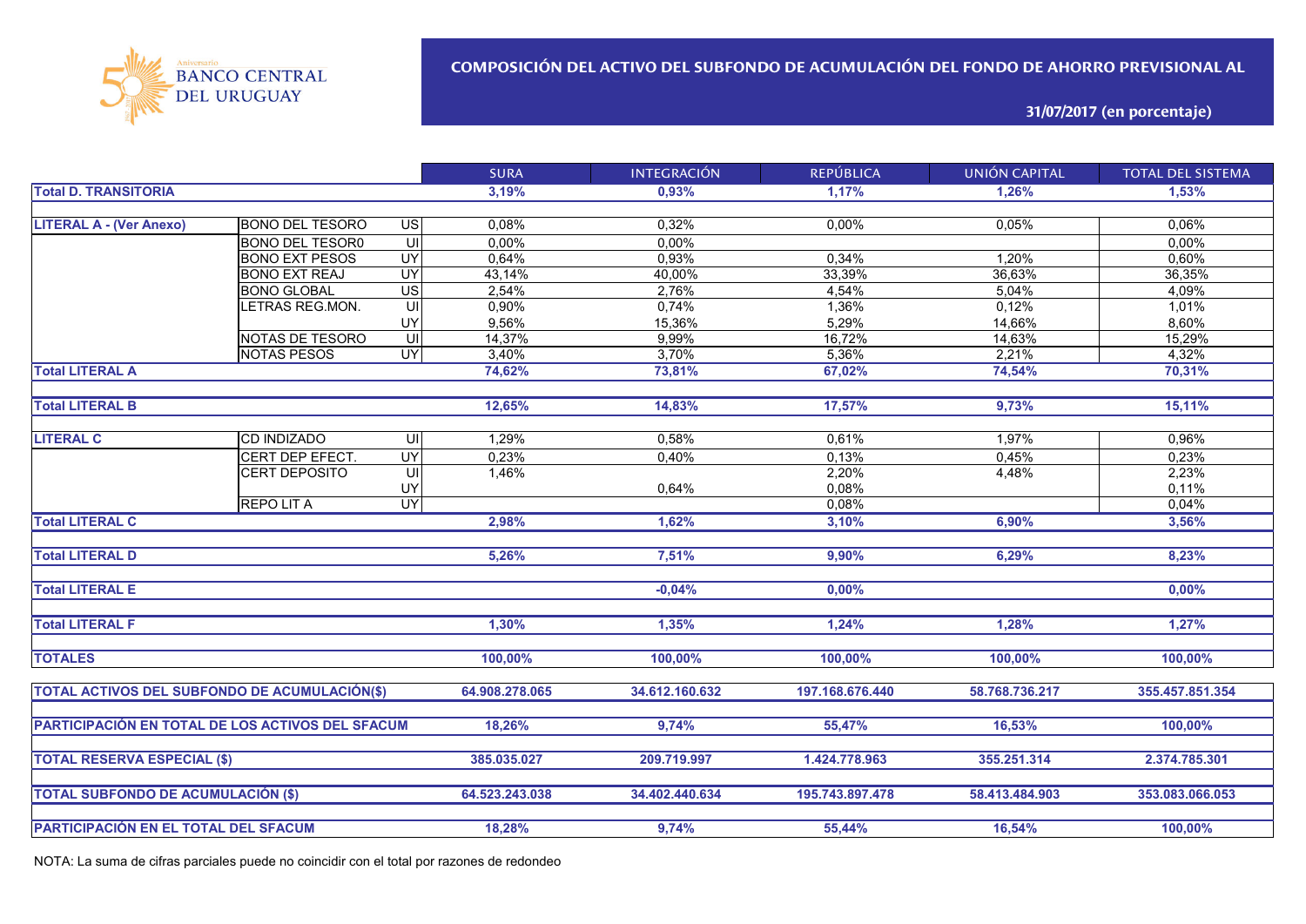BANCO CENTRAL DEL URUGUAY

# COMPOSICIÓN DEL ACTIVO DEL SUBFONDO DE ACUMULACIÓN DEL FONDO DE AHORRO PREVISIONAL AL 31/07/2017 (en porcentaje)

| | | | SURA | INTEGRACIÓN | REPÚBLICA | UNIÓN CAPITAL | TOTAL DEL SISTEMA |
|---|---|---|---|---|---|---|---|
| **Total D. TRANSITORIA** | | | **3,19%** | **0,93%** | **1,17%** | **1,26%** | **1,53%** |
| **LITERAL A - (Ver Anexo)** | BONO DEL TESORO | US | 0,08% | 0,32% | 0,00% | 0,05% | 0,06% |
| | BONO DEL TESOR0 | UI | 0,00% | 0,00% | | | 0,00% |
| | BONO EXT PESOS | UY | 0,64% | 0,93% | 0,34% | 1,20% | 0,60% |
| | BONO EXT REAJ | UY | 43,14% | 40,00% | 33,39% | 36,63% | 36,35% |
| | BONO GLOBAL | US | 2,54% | 2,76% | 4,54% | 5,04% | 4,09% |
| | LETRAS REG.MON. | UI | 0,90% | 0,74% | 1,36% | 0,12% | 1,01% |
| | | UY | 9,56% | 15,36% | 5,29% | 14,66% | 8,60% |
| | NOTAS DE TESORO | UI | 14,37% | 9,99% | 16,72% | 14,63% | 15,29% |
| | NOTAS PESOS | UY | 3,40% | 3,70% | 5,36% | 2,21% | 4,32% |
| **Total LITERAL A** | | | **74,62%** | **73,81%** | **67,02%** | **74,54%** | **70,31%** |
| **Total LITERAL B** | | | **12,65%** | **14,83%** | **17,57%** | **9,73%** | **15,11%** |
| **LITERAL C** | CD INDIZADO | UI | 1,29% | 0,58% | 0,61% | 1,97% | 0,96% |
| | CERT DEP EFECT. | UY | 0,23% | 0,40% | 0,13% | 0,45% | 0,23% |
| | CERT DEPOSITO | UI | 1,46% | | 2,20% | 4,48% | 2,23% |
| | | UY | | 0,64% | 0,08% | | 0,11% |
| | REPO LIT A | UY | | | 0,08% | | 0,04% |
| **Total LITERAL C** | | | **2,98%** | **1,62%** | **3,10%** | **6,90%** | **3,56%** |
| **Total LITERAL D** | | | **5,26%** | **7,51%** | **9,90%** | **6,29%** | **8,23%** |
| **Total LITERAL E** | | | | **-0,04%** | **0,00%** | | **0,00%** |
| **Total LITERAL F** | | | **1,30%** | **1,35%** | **1,24%** | **1,28%** | **1,27%** |
| **TOTALES** | | | **100,00%** | **100,00%** | **100,00%** | **100,00%** | **100,00%** |
| **TOTAL ACTIVOS DEL SUBFONDO DE ACUMULACIÓN($)** | | | **64.908.278.065** | **34.612.160.632** | **197.168.676.440** | **58.768.736.217** | **355.457.851.354** |
| **PARTICIPACIÓN EN TOTAL DE LOS ACTIVOS DEL SFACUM** | | | **18,26%** | **9,74%** | **55,47%** | **16,53%** | **100,00%** |
| **TOTAL RESERVA ESPECIAL ($)** | | | **385.035.027** | **209.719.997** | **1.424.778.963** | **355.251.314** | **2.374.785.301** |
| **TOTAL SUBFONDO DE ACUMULACIÓN ($)** | | | **64.523.243.038** | **34.402.440.634** | **195.743.897.478** | **58.413.484.903** | **353.083.066.053** |
| **PARTICIPACIÓN EN EL TOTAL DEL SFACUM** | | | **18,28%** | **9,74%** | **55,44%** | **16,54%** | **100,00%** |

NOTA: La suma de cifras parciales puede no coincidir con el total por razones de redondeo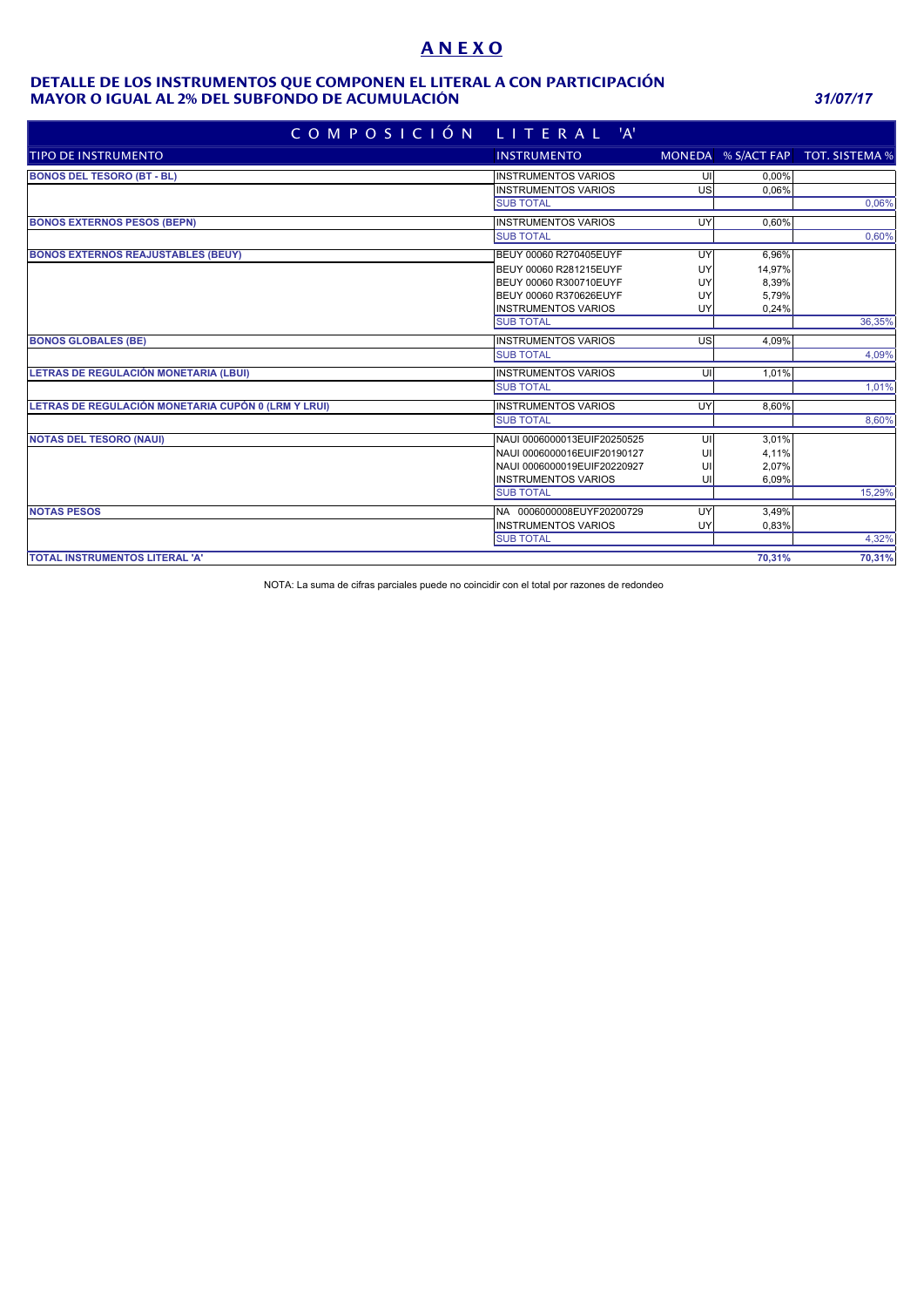# ANEXO

## DETALLE DE LOS INSTRUMENTOS QUE COMPONEN EL LITERAL A CON PARTICIPACIÓN MAYOR O IGUAL AL 2% DEL SUBFONDO DE ACUMULACIÓN

*31/07/17*

| COMPOSICIÓN LITERAL 'A' | | | | |
|---|---|---|---|---|
| **TIPO DE INSTRUMENTO** | **INSTRUMENTO** | **MONEDA** | **% S/ACT FAP** | **TOT. SISTEMA %** |
| **BONOS DEL TESORO (BT - BL)** | INSTRUMENTOS VARIOS | UI | 0,00% | |
| | INSTRUMENTOS VARIOS | US | 0,06% | |
| | SUB TOTAL | | | 0,06% |
| **BONOS EXTERNOS PESOS (BEPN)** | INSTRUMENTOS VARIOS | UY | 0,60% | |
| | SUB TOTAL | | | 0,60% |
| **BONOS EXTERNOS REAJUSTABLES (BEUY)** | BEUY 00060 R270405EUYF | UY | 6,96% | |
| | BEUY 00060 R281215EUYF | UY | 14,97% | |
| | BEUY 00060 R300710EUYF | UY | 8,39% | |
| | BEUY 00060 R370626EUYF | UY | 5,79% | |
| | INSTRUMENTOS VARIOS | UY | 0,24% | |
| | SUB TOTAL | | | 36,35% |
| **BONOS GLOBALES (BE)** | INSTRUMENTOS VARIOS | US | 4,09% | |
| | SUB TOTAL | | | 4,09% |
| **LETRAS DE REGULACIÓN MONETARIA (LBUI)** | INSTRUMENTOS VARIOS | UI | 1,01% | |
| | SUB TOTAL | | | 1,01% |
| **LETRAS DE REGULACIÓN MONETARIA CUPÓN 0 (LRM Y LRUI)** | INSTRUMENTOS VARIOS | UY | 8,60% | |
| | SUB TOTAL | | | 8,60% |
| **NOTAS DEL TESORO (NAUI)** | NAUI 0006000013EUIF20250525 | UI | 3,01% | |
| | NAUI 0006000016EUIF20190127 | UI | 4,11% | |
| | NAUI 0006000019EUIF20220927 | UI | 2,07% | |
| | INSTRUMENTOS VARIOS | UI | 6,09% | |
| | SUB TOTAL | | | 15,29% |
| **NOTAS PESOS** | NA 0006000008EUYF20200729 | UY | 3,49% | |
| | INSTRUMENTOS VARIOS | UY | 0,83% | |
| | SUB TOTAL | | | 4,32% |
| **TOTAL INSTRUMENTOS LITERAL 'A'** | | | **70,31%** | **70,31%** |

NOTA: La suma de cifras parciales puede no coincidir con el total por razones de redondeo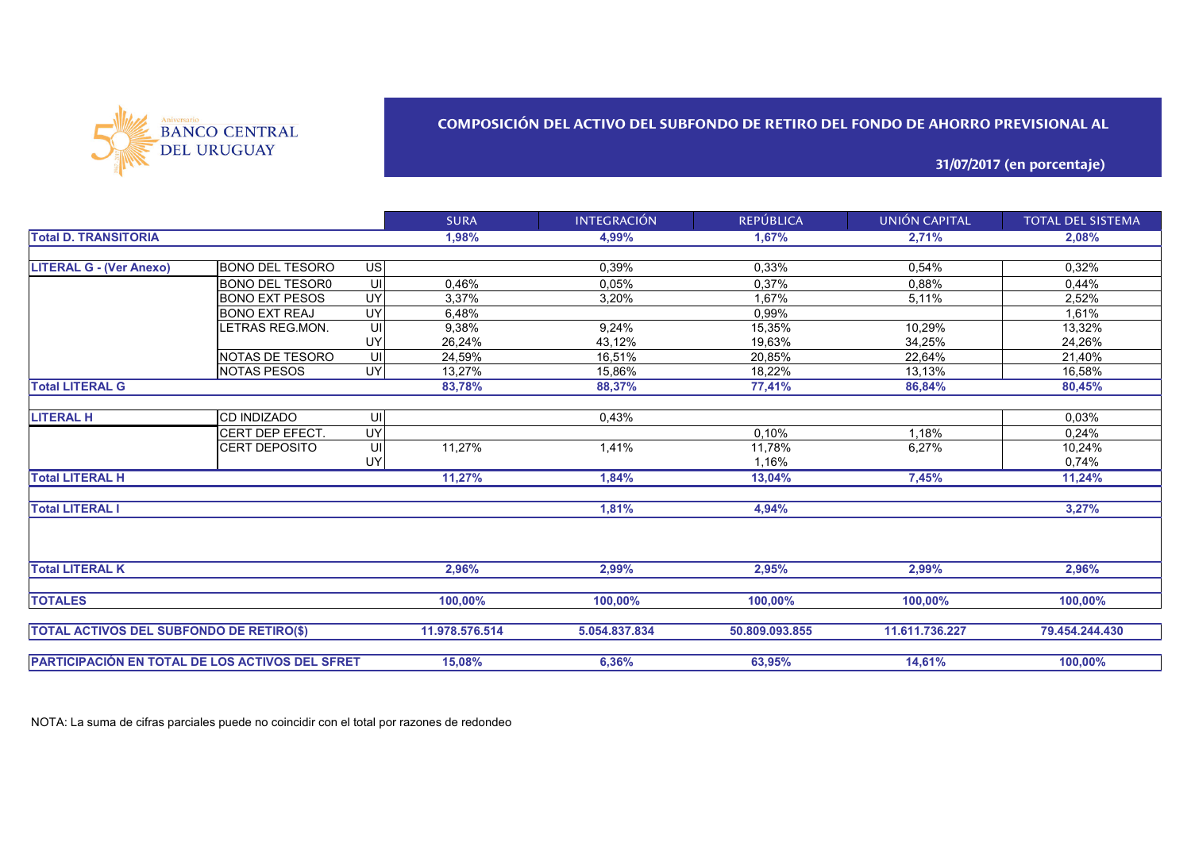BANCO CENTRAL DEL URUGUAY

## COMPOSICIÓN DEL ACTIVO DEL SUBFONDO DE RETIRO DEL FONDO DE AHORRO PREVISIONAL AL

**31/07/2017 (en porcentaje)**

| | | | SURA | INTEGRACIÓN | REPÚBLICA | UNIÓN CAPITAL | TOTAL DEL SISTEMA |
|---|---|---|---|---|---|---|---|
| **Total D. TRANSITORIA** | | | **1,98%** | **4,99%** | **1,67%** | **2,71%** | **2,08%** |
| **LITERAL G - (Ver Anexo)** | BONO DEL TESORO | US | | 0,39% | 0,33% | 0,54% | 0,32% |
| | BONO DEL TESOR0 | UI | 0,46% | 0,05% | 0,37% | 0,88% | 0,44% |
| | BONO EXT PESOS | UY | 3,37% | 3,20% | 1,67% | 5,11% | 2,52% |
| | BONO EXT REAJ | UY | 6,48% | | 0,99% | | 1,61% |
| | LETRAS REG.MON. | UI | 9,38% | 9,24% | 15,35% | 10,29% | 13,32% |
| | | UY | 26,24% | 43,12% | 19,63% | 34,25% | 24,26% |
| | NOTAS DE TESORO | UI | 24,59% | 16,51% | 20,85% | 22,64% | 21,40% |
| | NOTAS PESOS | UY | 13,27% | 15,86% | 18,22% | 13,13% | 16,58% |
| **Total LITERAL G** | | | **83,78%** | **88,37%** | **77,41%** | **86,84%** | **80,45%** |
| **LITERAL H** | CD INDIZADO | UI | | 0,43% | | | 0,03% |
| | CERT DEP EFECT. | UY | | | 0,10% | 1,18% | 0,24% |
| | CERT DEPOSITO | UI | 11,27% | 1,41% | 11,78% | 6,27% | 10,24% |
| | | UY | | | 1,16% | | 0,74% |
| **Total LITERAL H** | | | **11,27%** | **1,84%** | **13,04%** | **7,45%** | **11,24%** |
| **Total LITERAL I** | | | | **1,81%** | **4,94%** | | **3,27%** |
| **Total LITERAL K** | | | **2,96%** | **2,99%** | **2,95%** | **2,99%** | **2,96%** |
| **TOTALES** | | | **100,00%** | **100,00%** | **100,00%** | **100,00%** | **100,00%** |
| **TOTAL ACTIVOS DEL SUBFONDO DE RETIRO($)** | | | **11.978.576.514** | **5.054.837.834** | **50.809.093.855** | **11.611.736.227** | **79.454.244.430** |
| **PARTICIPACIÓN EN TOTAL DE LOS ACTIVOS DEL SFRET** | | | **15,08%** | **6,36%** | **63,95%** | **14,61%** | **100,00%** |

NOTA: La suma de cifras parciales puede no coincidir con el total por razones de redondeo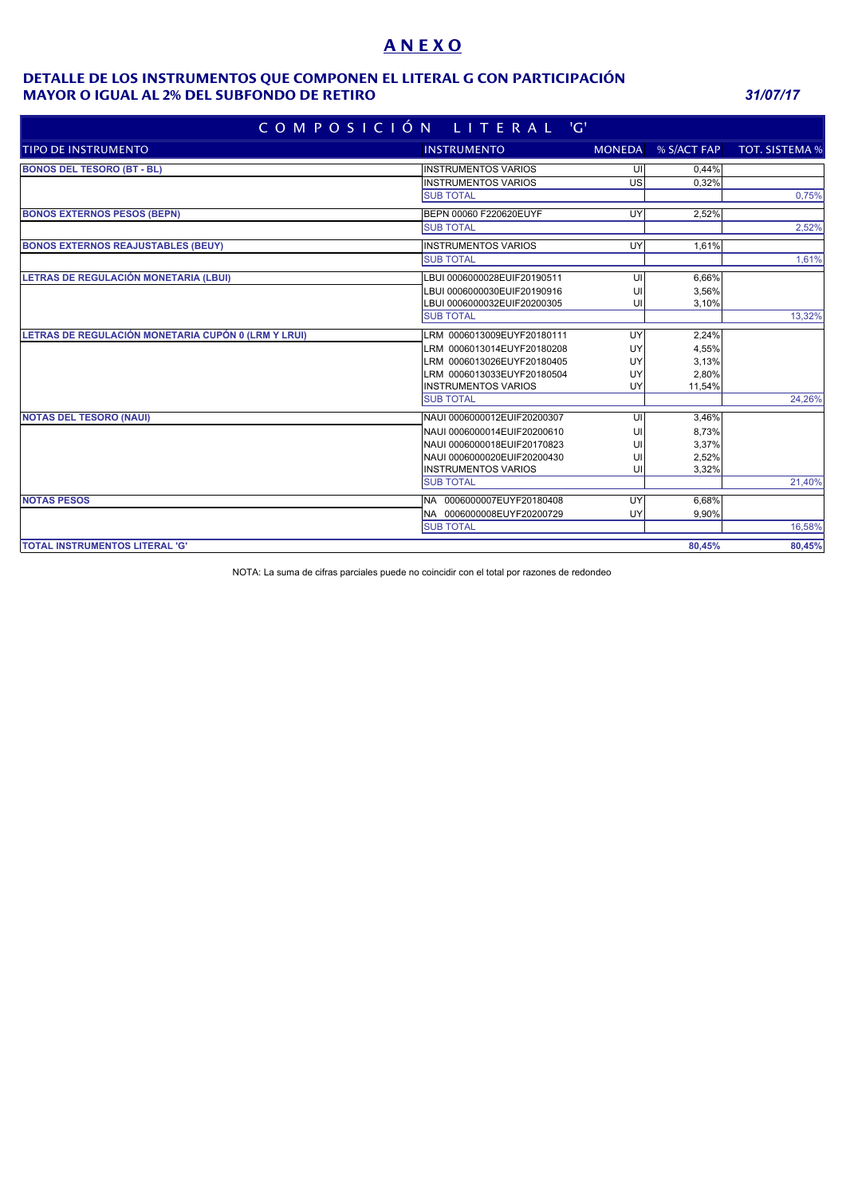# ANEXO

## DETALLE DE LOS INSTRUMENTOS QUE COMPONEN EL LITERAL G CON PARTICIPACIÓN MAYOR O IGUAL AL 2% DEL SUBFONDO DE RETIRO

*31/07/17*

| COMPOSICIÓN LITERAL 'G' | | | | |
|---|---|---|---|---|
| TIPO DE INSTRUMENTO | INSTRUMENTO | MONEDA | % S/ACT FAP | TOT. SISTEMA % |
| **BONOS DEL TESORO (BT - BL)** | INSTRUMENTOS VARIOS | UI | 0,44% | |
| | INSTRUMENTOS VARIOS | US | 0,32% | |
| | SUB TOTAL | | | 0,75% |
| **BONOS EXTERNOS PESOS (BEPN)** | BEPN 00060 F220620EUYF | UY | 2,52% | |
| | SUB TOTAL | | | 2,52% |
| **BONOS EXTERNOS REAJUSTABLES (BEUY)** | INSTRUMENTOS VARIOS | UY | 1,61% | |
| | SUB TOTAL | | | 1,61% |
| **LETRAS DE REGULACIÓN MONETARIA (LBUI)** | LBUI 0006000028EUIF20190511 | UI | 6,66% | |
| | LBUI 0006000030EUIF20190916 | UI | 3,56% | |
| | LBUI 0006000032EUIF20200305 | UI | 3,10% | |
| | SUB TOTAL | | | 13,32% |
| **LETRAS DE REGULACIÓN MONETARIA CUPÓN 0 (LRM Y LRUI)** | LRM 0006013009EUYF20180111 | UY | 2,24% | |
| | LRM 0006013014EUYF20180208 | UY | 4,55% | |
| | LRM 0006013026EUYF20180405 | UY | 3,13% | |
| | LRM 0006013033EUYF20180504 | UY | 2,80% | |
| | INSTRUMENTOS VARIOS | UY | 11,54% | |
| | SUB TOTAL | | | 24,26% |
| **NOTAS DEL TESORO (NAUI)** | NAUI 0006000012EUIF20200307 | UI | 3,46% | |
| | NAUI 0006000014EUIF20200610 | UI | 8,73% | |
| | NAUI 0006000018EUIF20170823 | UI | 3,37% | |
| | NAUI 0006000020EUIF20200430 | UI | 2,52% | |
| | INSTRUMENTOS VARIOS | UI | 3,32% | |
| | SUB TOTAL | | | 21,40% |
| **NOTAS PESOS** | NA 0006000007EUYF20180408 | UY | 6,68% | |
| | NA 0006000008EUYF20200729 | UY | 9,90% | |
| | SUB TOTAL | | | 16,58% |
| **TOTAL INSTRUMENTOS LITERAL 'G'** | | | **80,45%** | **80,45%** |

NOTA: La suma de cifras parciales puede no coincidir con el total por razones de redondeo